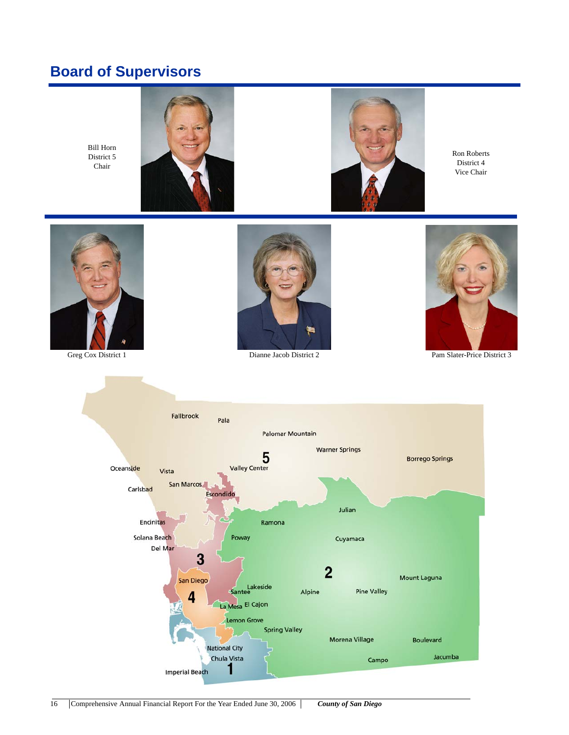# Board of Supervisors

Bill Horn
District 5
Chair

Ron Roberts
District 4
Vice Chair

Greg Cox District 1

Dianne Jacob District 2

Pam Slater-Price District 3

Fallbrook
Pala
Palomar Mountain
Warner Springs
Borrego Springs
5
Oceanside
Vista
Valley Center
Carlsbad
San Marcos
Escondido
Julian
Encinitas
Ramona
Solana Beach
Poway
Cuyamaca
Del Mar
3
2
San Diego
Mount Laguna
Lakeside
Santee
Alpine
Pine Valley
4
La Mesa
El Cajon
Lemon Grove
Spring Valley
Morena Village
Boulevard
National City
Chula Vista
Campo
Jacumba
Imperial Beach
1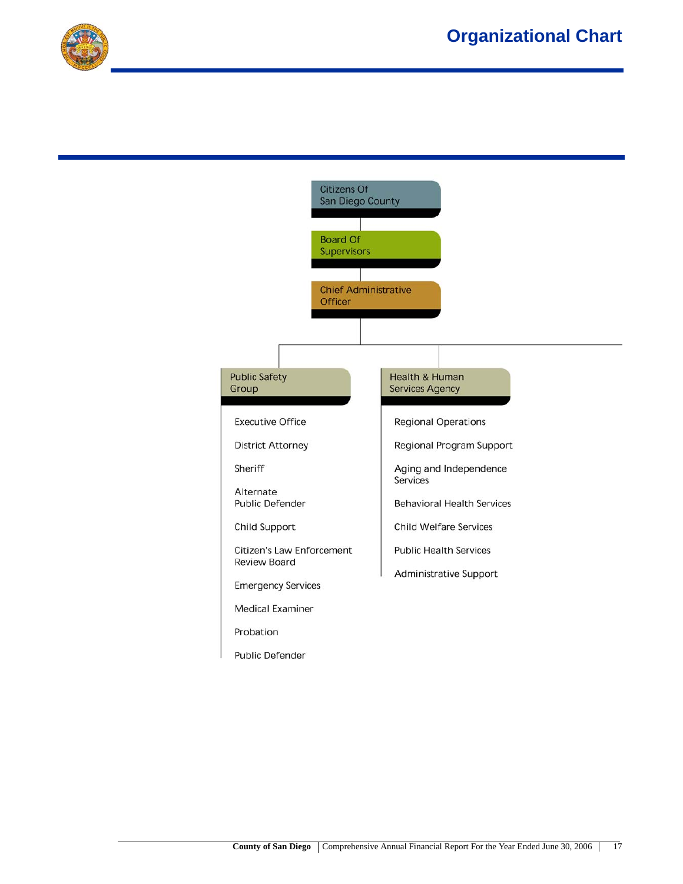# Organizational Chart

- Citizens Of San Diego County
  - Board Of Supervisors
    - Chief Administrative Officer
      - Public Safety Group
        - Executive Office
        - District Attorney
        - Sheriff
        - Alternate Public Defender
        - Child Support
        - Citizen's Law Enforcement Review Board
        - Emergency Services
        - Medical Examiner
        - Probation
        - Public Defender
      - Health & Human Services Agency
        - Regional Operations
        - Regional Program Support
        - Aging and Independence Services
        - Behavioral Health Services
        - Child Welfare Services
        - Public Health Services
        - Administrative Support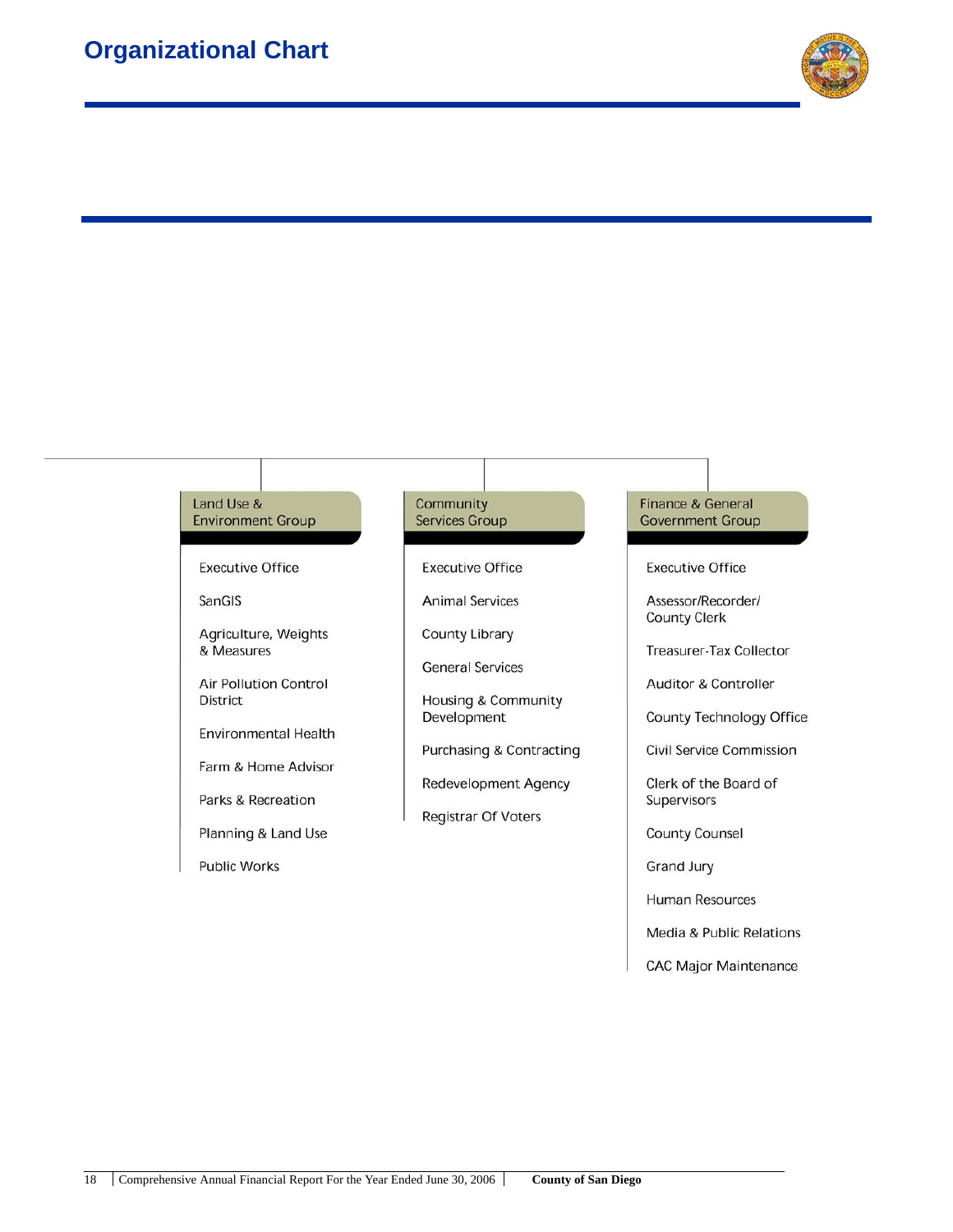# Organizational Chart

## Land Use & Environment Group

- Executive Office
- SanGIS
- Agriculture, Weights & Measures
- Air Pollution Control District
- Environmental Health
- Farm & Home Advisor
- Parks & Recreation
- Planning & Land Use
- Public Works

## Community Services Group

- Executive Office
- Animal Services
- County Library
- General Services
- Housing & Community Development
- Purchasing & Contracting
- Redevelopment Agency
- Registrar Of Voters

## Finance & General Government Group

- Executive Office
- Assessor/Recorder/ County Clerk
- Treasurer-Tax Collector
- Auditor & Controller
- County Technology Office
- Civil Service Commission
- Clerk of the Board of Supervisors
- County Counsel
- Grand Jury
- Human Resources
- Media & Public Relations
- CAC Major Maintenance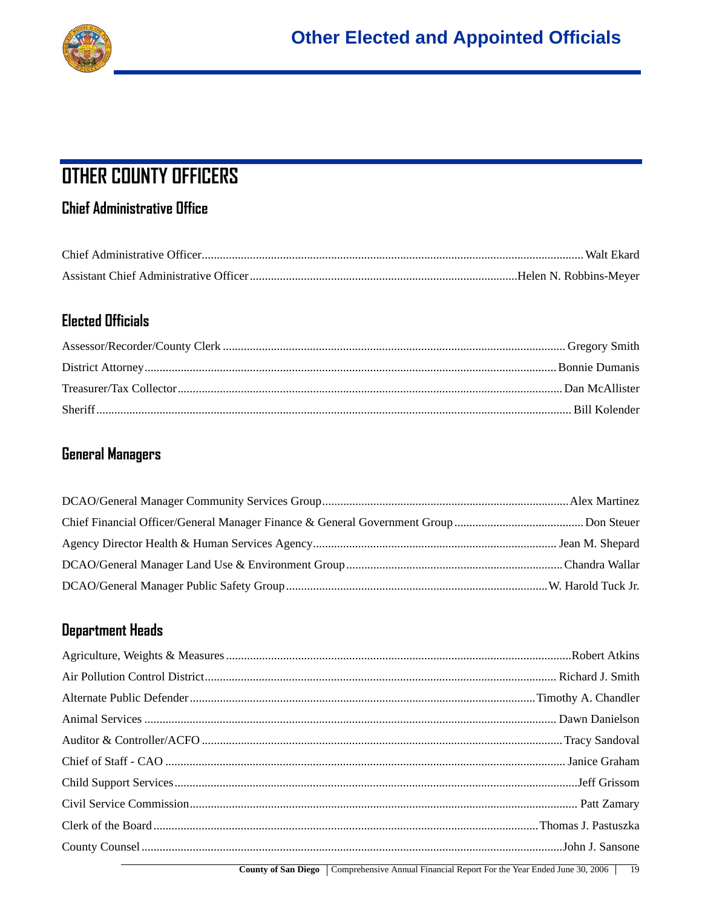# OTHER COUNTY OFFICERS

## Chief Administrative Office

Chief Administrative Officer............................................................................................................................Walt Ekard
Assistant Chief Administrative Officer........................................................................................Helen N. Robbins-Meyer

## Elected Officials

Assessor/Recorder/County Clerk ............................................................................................................... Gregory Smith
District Attorney...................................................................................................................................... Bonnie Dumanis
Treasurer/Tax Collector............................................................................................................................. Dan McAllister
Sheriff.......................................................................................................................................................... Bill Kolender

## General Managers

DCAO/General Manager Community Services Group.................................................................................Alex Martinez
Chief Financial Officer/General Manager Finance & General Government Group ...........................................Don Steuer
Agency Director Health & Human Services Agency................................................................................ Jean M. Shepard
DCAO/General Manager Land Use & Environment Group.......................................................................Chandra Wallar
DCAO/General Manager Public Safety Group.....................................................................................W. Harold Tuck Jr.

## Department Heads

Agriculture, Weights & Measures.................................................................................................................Robert Atkins
Air Pollution Control District.................................................................................................................. Richard J. Smith
Alternate Public Defender.................................................................................................................Timothy A. Chandler
Animal Services ...................................................................................................................................... Dawn Danielson
Auditor & Controller/ACFO ...................................................................................................................... Tracy Sandoval
Chief of Staff - CAO .................................................................................................................................. Janice Graham
Child Support Services....................................................................................................................................Jeff Grissom
Civil Service Commission.............................................................................................................................. Patt Zamary
Clerk of the Board.............................................................................................................................Thomas J. Pastuszka
County Counsel..........................................................................................................................................John J. Sansone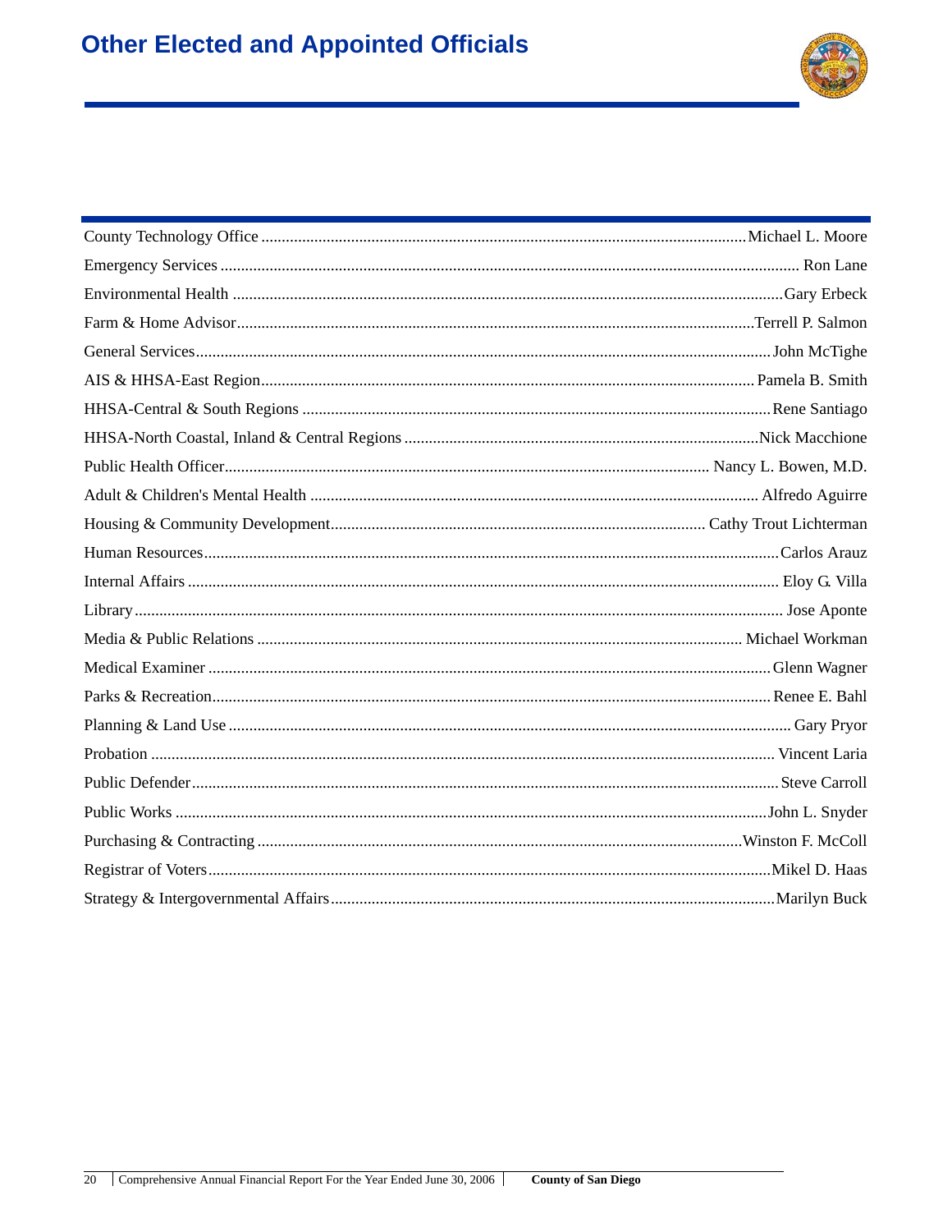# Other Elected and Appointed Officials

| | |
|---|---|
| County Technology Office | Michael L. Moore |
| Emergency Services | Ron Lane |
| Environmental Health | Gary Erbeck |
| Farm & Home Advisor | Terrell P. Salmon |
| General Services | John McTighe |
| AIS & HHSA-East Region | Pamela B. Smith |
| HHSA-Central & South Regions | Rene Santiago |
| HHSA-North Coastal, Inland & Central Regions | Nick Macchione |
| Public Health Officer | Nancy L. Bowen, M.D. |
| Adult & Children's Mental Health | Alfredo Aguirre |
| Housing & Community Development | Cathy Trout Lichterman |
| Human Resources | Carlos Arauz |
| Internal Affairs | Eloy G. Villa |
| Library | Jose Aponte |
| Media & Public Relations | Michael Workman |
| Medical Examiner | Glenn Wagner |
| Parks & Recreation | Renee E. Bahl |
| Planning & Land Use | Gary Pryor |
| Probation | Vincent Laria |
| Public Defender | Steve Carroll |
| Public Works | John L. Snyder |
| Purchasing & Contracting | Winston F. McColl |
| Registrar of Voters | Mikel D. Haas |
| Strategy & Intergovernmental Affairs | Marilyn Buck |